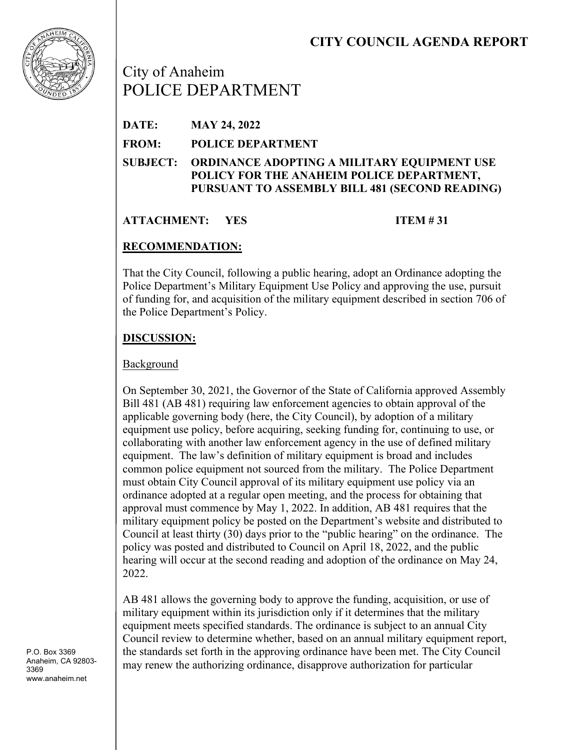# CITY COUNCIL AGENDA REPORT

City of Anaheim
POLICE DEPARTMENT

**DATE:** **MAY 24, 2022**

**FROM:** **POLICE DEPARTMENT**

**SUBJECT:** **ORDINANCE ADOPTING A MILITARY EQUIPMENT USE POLICY FOR THE ANAHEIM POLICE DEPARTMENT, PURSUANT TO ASSEMBLY BILL 481 (SECOND READING)**

**ATTACHMENT:** **YES** **ITEM # 31**

## RECOMMENDATION:

That the City Council, following a public hearing, adopt an Ordinance adopting the Police Department's Military Equipment Use Policy and approving the use, pursuit of funding for, and acquisition of the military equipment described in section 706 of the Police Department's Policy.

## DISCUSSION:

### Background

On September 30, 2021, the Governor of the State of California approved Assembly Bill 481 (AB 481) requiring law enforcement agencies to obtain approval of the applicable governing body (here, the City Council), by adoption of a military equipment use policy, before acquiring, seeking funding for, continuing to use, or collaborating with another law enforcement agency in the use of defined military equipment. The law's definition of military equipment is broad and includes common police equipment not sourced from the military. The Police Department must obtain City Council approval of its military equipment use policy via an ordinance adopted at a regular open meeting, and the process for obtaining that approval must commence by May 1, 2022. In addition, AB 481 requires that the military equipment policy be posted on the Department's website and distributed to Council at least thirty (30) days prior to the "public hearing" on the ordinance. The policy was posted and distributed to Council on April 18, 2022, and the public hearing will occur at the second reading and adoption of the ordinance on May 24, 2022.

AB 481 allows the governing body to approve the funding, acquisition, or use of military equipment within its jurisdiction only if it determines that the military equipment meets specified standards. The ordinance is subject to an annual City Council review to determine whether, based on an annual military equipment report, the standards set forth in the approving ordinance have been met. The City Council may renew the authorizing ordinance, disapprove authorization for particular

P.O. Box 3369
Anaheim, CA 92803-3369
www.anaheim.net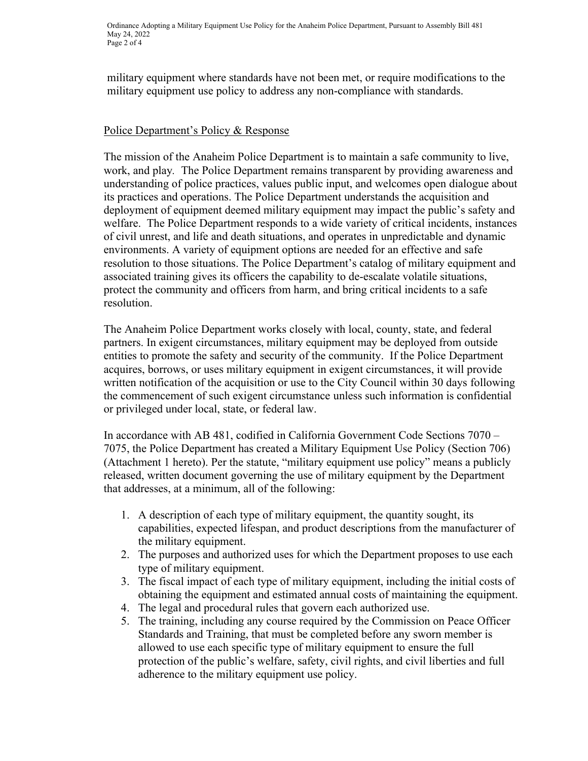military equipment where standards have not been met, or require modifications to the military equipment use policy to address any non-compliance with standards.

## Police Department's Policy & Response

The mission of the Anaheim Police Department is to maintain a safe community to live, work, and play. The Police Department remains transparent by providing awareness and understanding of police practices, values public input, and welcomes open dialogue about its practices and operations. The Police Department understands the acquisition and deployment of equipment deemed military equipment may impact the public's safety and welfare. The Police Department responds to a wide variety of critical incidents, instances of civil unrest, and life and death situations, and operates in unpredictable and dynamic environments. A variety of equipment options are needed for an effective and safe resolution to those situations. The Police Department's catalog of military equipment and associated training gives its officers the capability to de-escalate volatile situations, protect the community and officers from harm, and bring critical incidents to a safe resolution.

The Anaheim Police Department works closely with local, county, state, and federal partners. In exigent circumstances, military equipment may be deployed from outside entities to promote the safety and security of the community. If the Police Department acquires, borrows, or uses military equipment in exigent circumstances, it will provide written notification of the acquisition or use to the City Council within 30 days following the commencement of such exigent circumstance unless such information is confidential or privileged under local, state, or federal law.

In accordance with AB 481, codified in California Government Code Sections 7070 – 7075, the Police Department has created a Military Equipment Use Policy (Section 706) (Attachment 1 hereto). Per the statute, "military equipment use policy" means a publicly released, written document governing the use of military equipment by the Department that addresses, at a minimum, all of the following:

1. A description of each type of military equipment, the quantity sought, its capabilities, expected lifespan, and product descriptions from the manufacturer of the military equipment.
2. The purposes and authorized uses for which the Department proposes to use each type of military equipment.
3. The fiscal impact of each type of military equipment, including the initial costs of obtaining the equipment and estimated annual costs of maintaining the equipment.
4. The legal and procedural rules that govern each authorized use.
5. The training, including any course required by the Commission on Peace Officer Standards and Training, that must be completed before any sworn member is allowed to use each specific type of military equipment to ensure the full protection of the public's welfare, safety, civil rights, and civil liberties and full adherence to the military equipment use policy.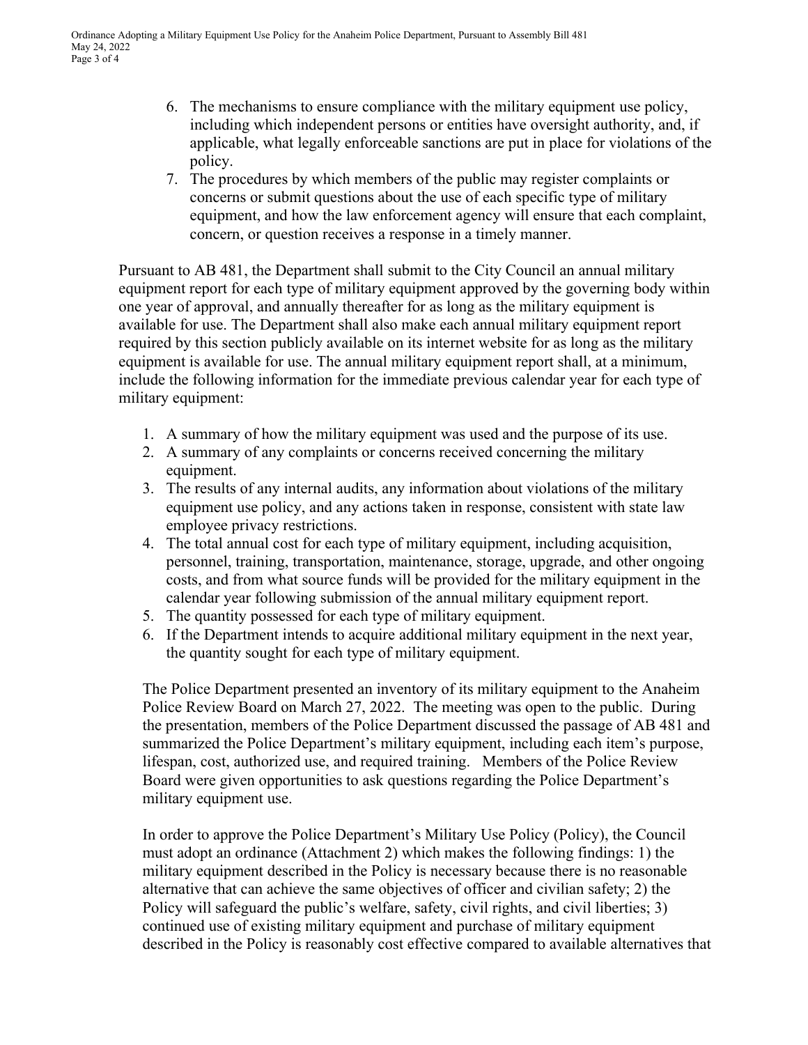6. The mechanisms to ensure compliance with the military equipment use policy, including which independent persons or entities have oversight authority, and, if applicable, what legally enforceable sanctions are put in place for violations of the policy.
7. The procedures by which members of the public may register complaints or concerns or submit questions about the use of each specific type of military equipment, and how the law enforcement agency will ensure that each complaint, concern, or question receives a response in a timely manner.

Pursuant to AB 481, the Department shall submit to the City Council an annual military equipment report for each type of military equipment approved by the governing body within one year of approval, and annually thereafter for as long as the military equipment is available for use. The Department shall also make each annual military equipment report required by this section publicly available on its internet website for as long as the military equipment is available for use. The annual military equipment report shall, at a minimum, include the following information for the immediate previous calendar year for each type of military equipment:

1. A summary of how the military equipment was used and the purpose of its use.
2. A summary of any complaints or concerns received concerning the military equipment.
3. The results of any internal audits, any information about violations of the military equipment use policy, and any actions taken in response, consistent with state law employee privacy restrictions.
4. The total annual cost for each type of military equipment, including acquisition, personnel, training, transportation, maintenance, storage, upgrade, and other ongoing costs, and from what source funds will be provided for the military equipment in the calendar year following submission of the annual military equipment report.
5. The quantity possessed for each type of military equipment.
6. If the Department intends to acquire additional military equipment in the next year, the quantity sought for each type of military equipment.

The Police Department presented an inventory of its military equipment to the Anaheim Police Review Board on March 27, 2022. The meeting was open to the public. During the presentation, members of the Police Department discussed the passage of AB 481 and summarized the Police Department's military equipment, including each item's purpose, lifespan, cost, authorized use, and required training. Members of the Police Review Board were given opportunities to ask questions regarding the Police Department's military equipment use.

In order to approve the Police Department's Military Use Policy (Policy), the Council must adopt an ordinance (Attachment 2) which makes the following findings: 1) the military equipment described in the Policy is necessary because there is no reasonable alternative that can achieve the same objectives of officer and civilian safety; 2) the Policy will safeguard the public's welfare, safety, civil rights, and civil liberties; 3) continued use of existing military equipment and purchase of military equipment described in the Policy is reasonably cost effective compared to available alternatives that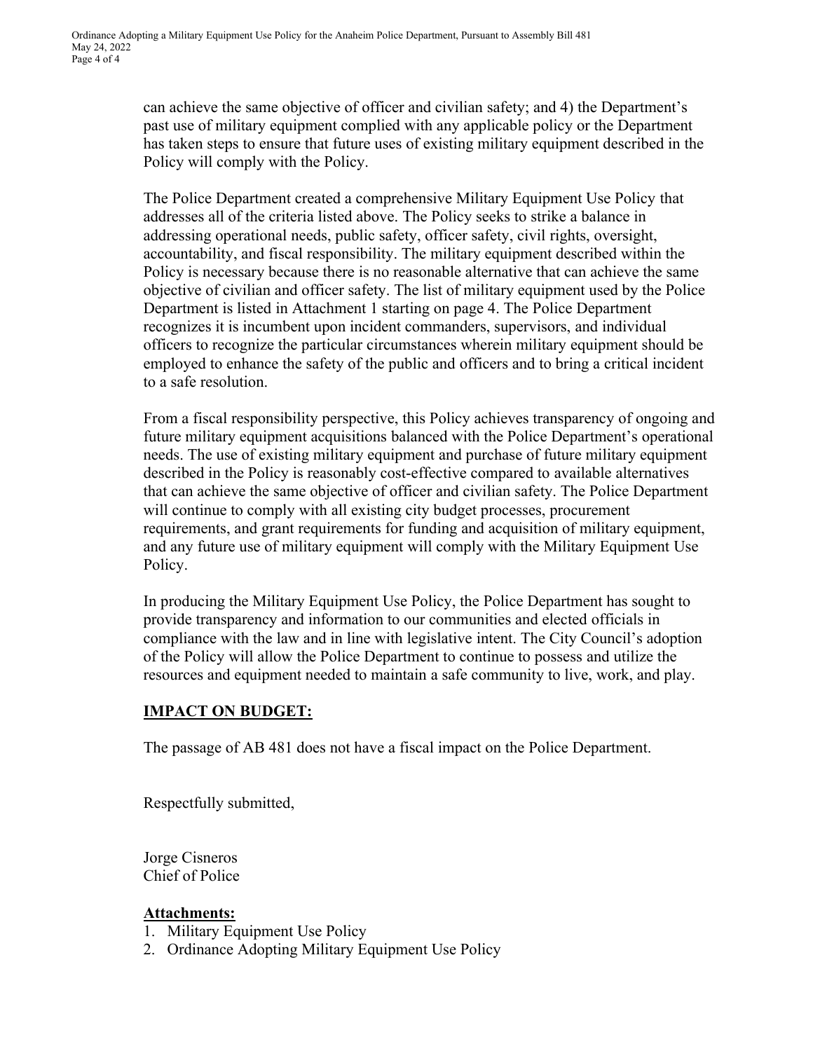can achieve the same objective of officer and civilian safety; and 4) the Department's past use of military equipment complied with any applicable policy or the Department has taken steps to ensure that future uses of existing military equipment described in the Policy will comply with the Policy.

The Police Department created a comprehensive Military Equipment Use Policy that addresses all of the criteria listed above. The Policy seeks to strike a balance in addressing operational needs, public safety, officer safety, civil rights, oversight, accountability, and fiscal responsibility. The military equipment described within the Policy is necessary because there is no reasonable alternative that can achieve the same objective of civilian and officer safety. The list of military equipment used by the Police Department is listed in Attachment 1 starting on page 4. The Police Department recognizes it is incumbent upon incident commanders, supervisors, and individual officers to recognize the particular circumstances wherein military equipment should be employed to enhance the safety of the public and officers and to bring a critical incident to a safe resolution.

From a fiscal responsibility perspective, this Policy achieves transparency of ongoing and future military equipment acquisitions balanced with the Police Department's operational needs. The use of existing military equipment and purchase of future military equipment described in the Policy is reasonably cost-effective compared to available alternatives that can achieve the same objective of officer and civilian safety. The Police Department will continue to comply with all existing city budget processes, procurement requirements, and grant requirements for funding and acquisition of military equipment, and any future use of military equipment will comply with the Military Equipment Use Policy.

In producing the Military Equipment Use Policy, the Police Department has sought to provide transparency and information to our communities and elected officials in compliance with the law and in line with legislative intent. The City Council's adoption of the Policy will allow the Police Department to continue to possess and utilize the resources and equipment needed to maintain a safe community to live, work, and play.

**IMPACT ON BUDGET:**

The passage of AB 481 does not have a fiscal impact on the Police Department.

Respectfully submitted,

Jorge Cisneros
Chief of Police

**Attachments:**

1. Military Equipment Use Policy
2. Ordinance Adopting Military Equipment Use Policy